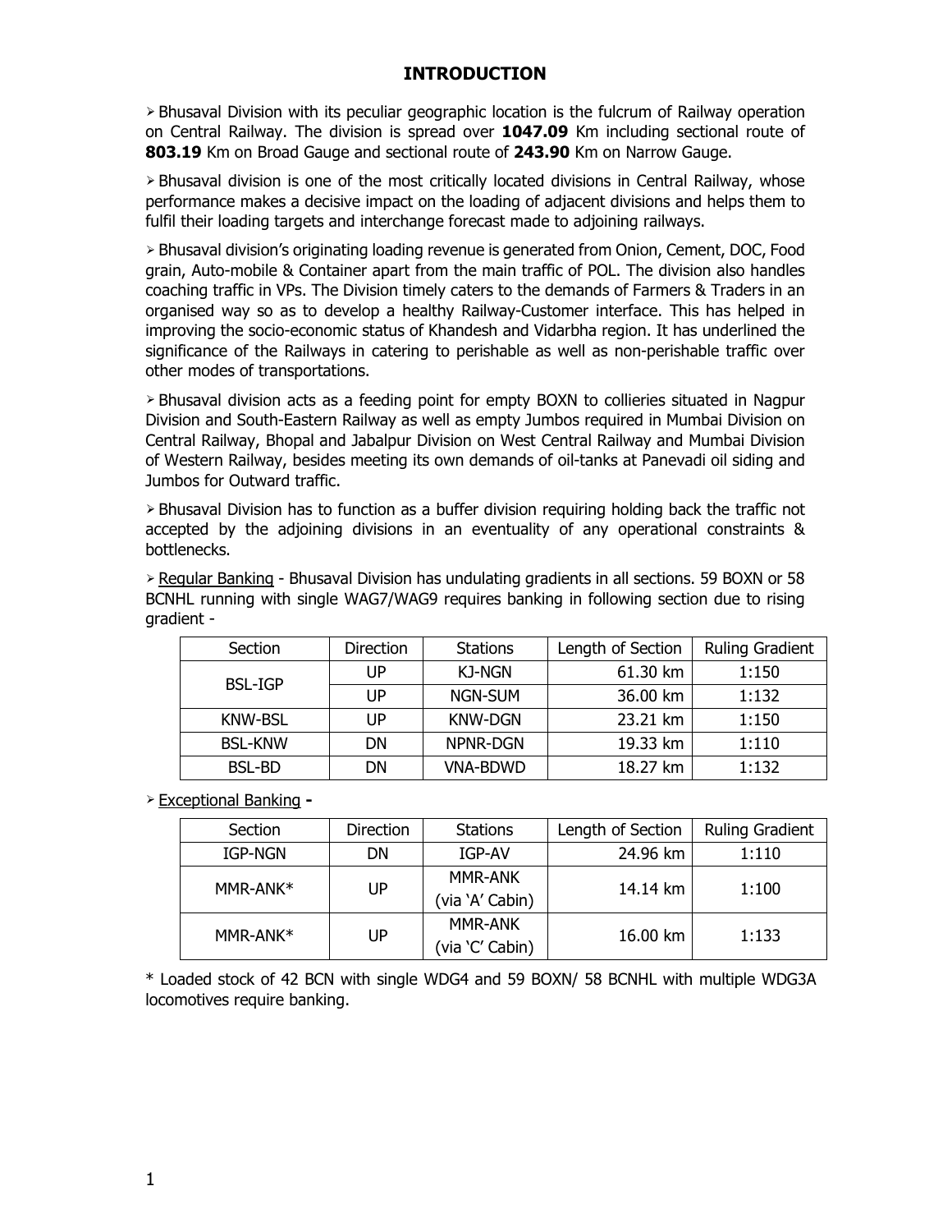# INTRODUCTION

➢ Bhusaval Division with its peculiar geographic location is the fulcrum of Railway operation on Central Railway. The division is spread over **1047.09** Km including sectional route of **803.19** Km on Broad Gauge and sectional route of **243.90** Km on Narrow Gauge.

➢ Bhusaval division is one of the most critically located divisions in Central Railway, whose performance makes a decisive impact on the loading of adjacent divisions and helps them to fulfil their loading targets and interchange forecast made to adjoining railways.

➢ Bhusaval division's originating loading revenue is generated from Onion, Cement, DOC, Food grain, Auto-mobile & Container apart from the main traffic of POL. The division also handles coaching traffic in VPs. The Division timely caters to the demands of Farmers & Traders in an organised way so as to develop a healthy Railway-Customer interface. This has helped in improving the socio-economic status of Khandesh and Vidarbha region. It has underlined the significance of the Railways in catering to perishable as well as non-perishable traffic over other modes of transportations.

➢ Bhusaval division acts as a feeding point for empty BOXN to collieries situated in Nagpur Division and South-Eastern Railway as well as empty Jumbos required in Mumbai Division on Central Railway, Bhopal and Jabalpur Division on West Central Railway and Mumbai Division of Western Railway, besides meeting its own demands of oil-tanks at Panevadi oil siding and Jumbos for Outward traffic.

➢ Bhusaval Division has to function as a buffer division requiring holding back the traffic not accepted by the adjoining divisions in an eventuality of any operational constraints & bottlenecks.

➢ Regular Banking - Bhusaval Division has undulating gradients in all sections. 59 BOXN or 58 BCNHL running with single WAG7/WAG9 requires banking in following section due to rising gradient -

| Section | Direction | Stations | Length of Section | Ruling Gradient |
|---|---|---|---|---|
| BSL-IGP | UP | KJ-NGN | 61.30 km | 1:150 |
| | UP | NGN-SUM | 36.00 km | 1:132 |
| KNW-BSL | UP | KNW-DGN | 23.21 km | 1:150 |
| BSL-KNW | DN | NPNR-DGN | 19.33 km | 1:110 |
| BSL-BD | DN | VNA-BDWD | 18.27 km | 1:132 |

➢ Exceptional Banking **-**

| Section | Direction | Stations | Length of Section | Ruling Gradient |
|---|---|---|---|---|
| IGP-NGN | DN | IGP-AV | 24.96 km | 1:110 |
| MMR-ANK* | UP | MMR-ANK (via 'A' Cabin) | 14.14 km | 1:100 |
| MMR-ANK* | UP | MMR-ANK (via 'C' Cabin) | 16.00 km | 1:133 |

* Loaded stock of 42 BCN with single WDG4 and 59 BOXN/ 58 BCNHL with multiple WDG3A locomotives require banking.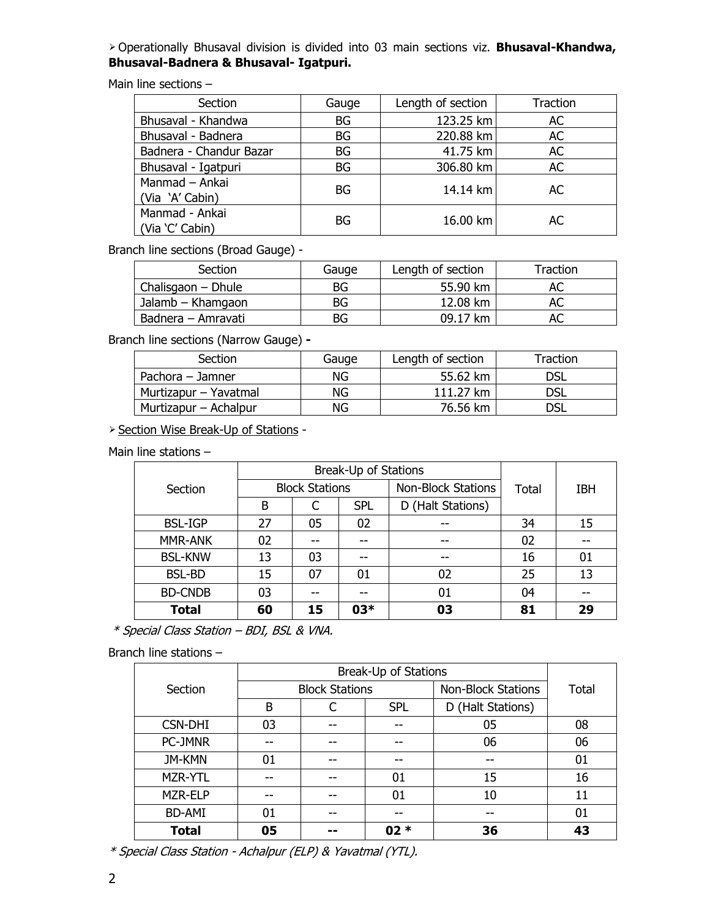➢ Operationally Bhusaval division is divided into 03 main sections viz. **Bhusaval-Khandwa, Bhusaval-Badnera & Bhusaval- Igatpuri.**

Main line sections –

| Section | Gauge | Length of section | Traction |
|---|---|---|---|
| Bhusaval - Khandwa | BG | 123.25 km | AC |
| Bhusaval - Badnera | BG | 220.88 km | AC |
| Badnera - Chandur Bazar | BG | 41.75 km | AC |
| Bhusaval - Igatpuri | BG | 306.80 km | AC |
| Manmad – Ankai (Via 'A' Cabin) | BG | 14.14 km | AC |
| Manmad - Ankai (Via 'C' Cabin) | BG | 16.00 km | AC |

Branch line sections (Broad Gauge) -

| Section | Gauge | Length of section | Traction |
|---|---|---|---|
| Chalisgaon – Dhule | BG | 55.90 km | AC |
| Jalamb – Khamgaon | BG | 12.08 km | AC |
| Badnera – Amravati | BG | 09.17 km | AC |

Branch line sections (Narrow Gauge) **-**

| Section | Gauge | Length of section | Traction |
|---|---|---|---|
| Pachora – Jamner | NG | 55.62 km | DSL |
| Murtizapur – Yavatmal | NG | 111.27 km | DSL |
| Murtizapur – Achalpur | NG | 76.56 km | DSL |

➢ Section Wise Break-Up of Stations -

Main line stations –

| Section | Break-Up of Stations | | | | Total | IBH |
|---|---|---|---|---|---|---|
| | Block Stations | | | Non-Block Stations | | |
| | B | C | SPL | D (Halt Stations) | | |
| BSL-IGP | 27 | 05 | 02 | -- | 34 | 15 |
| MMR-ANK | 02 | -- | -- | -- | 02 | -- |
| BSL-KNW | 13 | 03 | -- | -- | 16 | 01 |
| BSL-BD | 15 | 07 | 01 | 02 | 25 | 13 |
| BD-CNDB | 03 | -- | -- | 01 | 04 | -- |
| **Total** | **60** | **15** | **03*** | **03** | **81** | **29** |

*\* Special Class Station – BDI, BSL & VNA.*

Branch line stations –

| Section | Break-Up of Stations | | | | Total |
|---|---|---|---|---|---|
| | Block Stations | | | Non-Block Stations | |
| | B | C | SPL | D (Halt Stations) | |
| CSN-DHI | 03 | -- | -- | 05 | 08 |
| PC-JMNR | -- | -- | -- | 06 | 06 |
| JM-KMN | 01 | -- | -- | -- | 01 |
| MZR-YTL | -- | -- | 01 | 15 | 16 |
| MZR-ELP | -- | -- | 01 | 10 | 11 |
| BD-AMI | 01 | -- | -- | -- | 01 |
| **Total** | **05** | **--** | **02 *** | **36** | **43** |

*\* Special Class Station - Achalpur (ELP) & Yavatmal (YTL).*